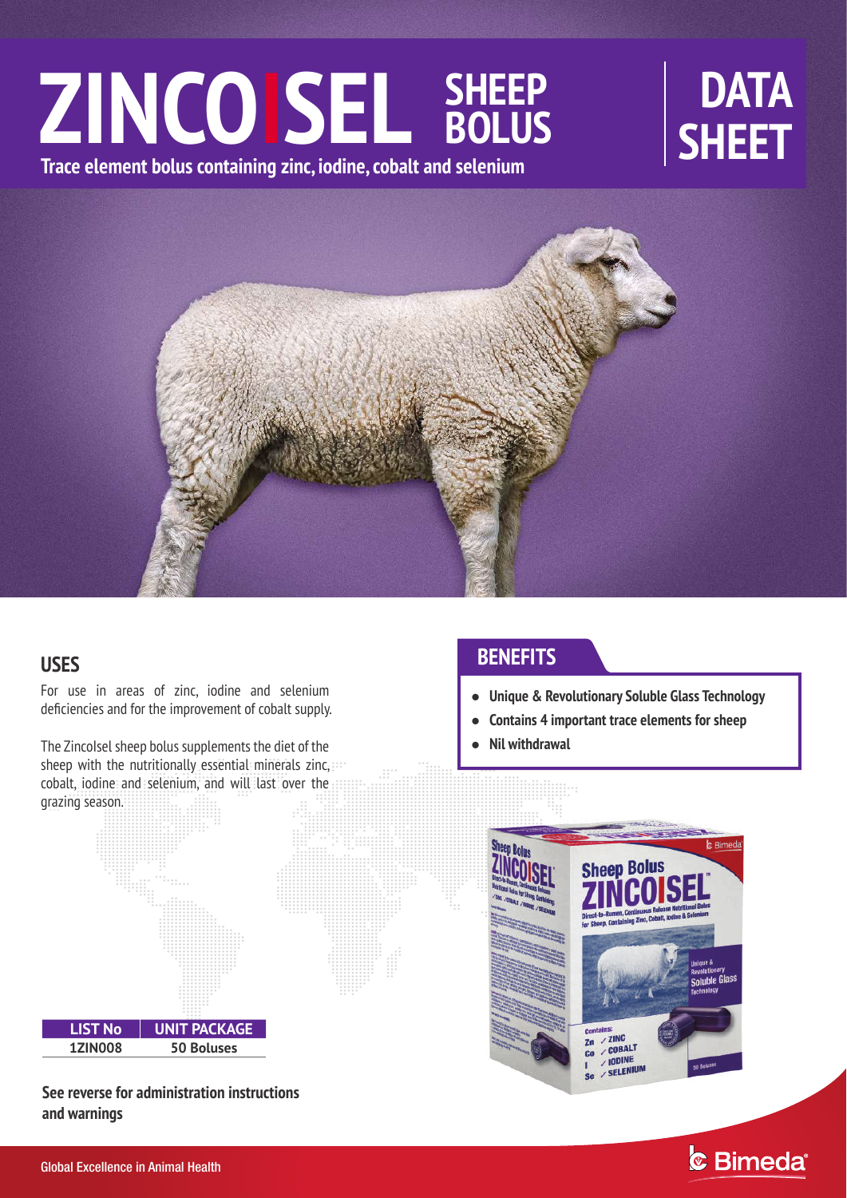# ZINCOSEL SHEEP BOLUS

# DATA SHEET

**Trace element bolus containing zinc, iodine, cobalt and selenium**

## USES

For use in areas of zinc, iodine and selenium deficiencies and for the improvement of cobalt supply.

The Zincolsel sheep bolus supplements the diet of the sheep with the nutritionally essential minerals zinc, cobalt, iodine and selenium, and will last over the grazing season.

| LIST No | UNIT PACKAGE |
|---|---|
| 1ZIN008 | 50 Boluses |

**See reverse for administration instructions and warnings**

## BENEFITS

- **Unique & Revolutionary Soluble Glass Technology**
- **Contains 4 important trace elements for sheep**
- **Nil withdrawal**

Global Excellence in Animal Health

Bimeda®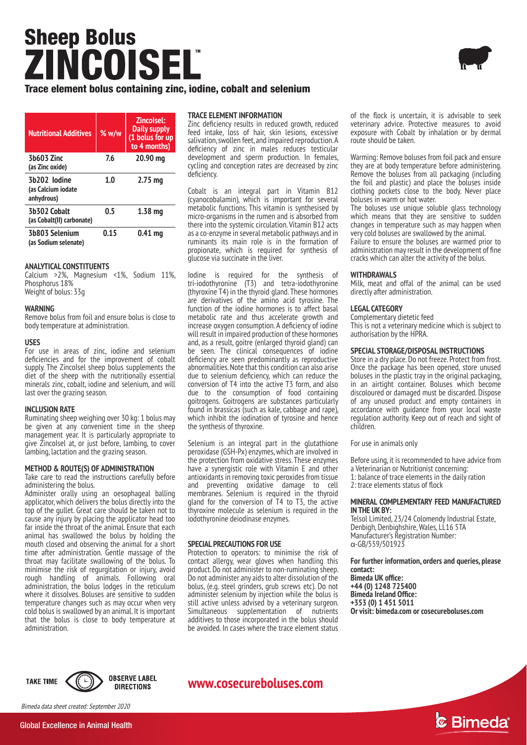# Sheep Bolus ZINCOISEL™

## Trace element bolus containing zinc, iodine, cobalt and selenium

| Nutritional Additives | % w/w | Zincolsel: Daily supply (1 bolus for up to 4 months) |
|---|---|---|
| **3b603 Zinc** (as Zinc oxide) | 7.6 | 20.90 mg |
| **3b202 Iodine** (as Calcium iodate anhydrous) | 1.0 | 2.75 mg |
| **3b302 Cobalt** (as Cobalt(II) carbonate) | 0.5 | 1.38 mg |
| **3b803 Selenium** (as Sodium selenate) | 0.15 | 0.41 mg |

### ANALYTICAL CONSTITUENTS

Calcium >2%, Magnesium <1%, Sodium 11%, Phosphorus 18%
Weight of bolus: 33g

### WARNING

Remove bolus from foil and ensure bolus is close to body temperature at administration.

### USES

For use in areas of zinc, iodine and selenium deficiencies and for the improvement of cobalt supply. The Zincolsel sheep bolus supplements the diet of the sheep with the nutritionally essential minerals zinc, cobalt, iodine and selenium, and will last over the grazing season.

### INCLUSION RATE

Ruminating sheep weighing over 30 kg: 1 bolus may be given at any convenient time in the sheep management year. It is particularly appropriate to give Zincolsel at, or just before, lambing, to cover lambing, lactation and the grazing season.

### METHOD & ROUTE(S) OF ADMINISTRATION

Take care to read the instructions carefully before administering the bolus.

Administer orally using an oesophageal balling applicator, which delivers the bolus directly into the top of the gullet. Great care should be taken not to cause any injury by placing the applicator head too far inside the throat of the animal. Ensure that each animal has swallowed the bolus by holding the mouth closed and observing the animal for a short time after administration. Gentle massage of the throat may facilitate swallowing of the bolus. To minimise the risk of regurgitation or injury, avoid rough handling of animals. Following oral administration, the bolus lodges in the reticulum where it dissolves. Boluses are sensitive to sudden temperature changes such as may occur when very cold bolus is swallowed by an animal. It is important that the bolus is close to body temperature at administration.

### TRACE ELEMENT INFORMATION

Zinc deficiency results in reduced growth, reduced feed intake, loss of hair, skin lesions, excessive salivation, swollen feet, and impaired reproduction. A deficiency of zinc in males reduces testicular development and sperm production. In females, cycling and conception rates are decreased by zinc deficiency.

Cobalt is an integral part in Vitamin B12 (cyanocobalamin), which is important for several metabolic functions. This vitamin is synthesised by micro-organisms in the rumen and is absorbed from there into the systemic circulation. Vitamin B12 acts as a co-enzyme in several metabolic pathways and in ruminants its main role is in the formation of propionate, which is required for synthesis of glucose via succinate in the liver.

Iodine is required for the synthesis of tri-iodothyronine (T3) and tetra-iodothyronine (thyroxine T4) in the thyroid gland. These hormones are derivatives of the amino acid tyrosine. The function of the iodine hormones is to affect basal metabolic rate and thus accelerate growth and increase oxygen consumption. A deficiency of iodine will result in impaired production of these hormones and, as a result, goitre (enlarged thyroid gland) can be seen. The clinical consequences of iodine deficiency are seen predominantly as reproductive abnormalities. Note that this condition can also arise due to selenium deficiency, which can reduce the conversion of T4 into the active T3 form, and also due to the consumption of food containing goitrogens. Goitrogens are substances particularly found in brassicas (such as kale, cabbage and rape), which inhibit the iodination of tyrosine and hence the synthesis of thyroxine.

Selenium is an integral part in the glutathione peroxidase (GSH-Px) enzymes, which are involved in the protection from oxidative stress. These enzymes have a synergistic role with Vitamin E and other antioxidants in removing toxic peroxides from tissue and preventing oxidative damage to cell membranes. Selenium is required in the thyroid gland for the conversion of T4 to T3, the active thyroxine molecule as selenium is required in the iodothyronine deiodinase enzymes.

### SPECIAL PRECAUTIONS FOR USE

Protection to operators: to minimise the risk of contact allergy, wear gloves when handling this product. Do not administer to non-ruminating sheep. Do not administer any aids to alter dissolution of the bolus, (e.g. steel grinders, grub screws etc). Do not administer selenium by injection while the bolus is still active unless advised by a veterinary surgeon. Simultaneous supplementation of nutrients additives to those incorporated in the bolus should be avoided. In cases where the trace element status of the flock is uncertain, it is advisable to seek veterinary advice. Protective measures to avoid exposure with Cobalt by inhalation or by dermal route should be taken.

Warming: Remove boluses from foil pack and ensure they are at body temperature before administering. Remove the boluses from all packaging (including the foil and plastic) and place the boluses inside clothing pockets close to the body. Never place boluses in warm or hot water.

The boluses use unique soluble glass technology which means that they are sensitive to sudden changes in temperature such as may happen when very cold boluses are swallowed by the animal.

Failure to ensure the boluses are warmed prior to administration may result in the development of fine cracks which can alter the activity of the bolus.

### WITHDRAWALS

Milk, meat and offal of the animal can be used directly after administration.

### LEGAL CATEGORY

Complementary dietetic feed

This is not a veterinary medicine which is subject to authorisation by the HPRA.

### SPECIAL STORAGE/DISPOSAL INSTRUCTIONS

Store in a dry place. Do not freeze. Protect from frost. Once the package has been opened, store unused boluses in the plastic tray in the original packaging, in an airtight container. Boluses which become discoloured or damaged must be discarded. Dispose of any unused product and empty containers in accordance with guidance from your local waste regulation authority. Keep out of reach and sight of children.

For use in animals only

Before using, it is recommended to have advice from a Veterinarian or Nutritionist concerning:
1: balance of trace elements in the daily ration
2: trace elements status of flock

### MINERAL COMPLEMENTARY FEED MANUFACTURED IN THE UK BY:

Telsol Limited, 23/24 Colomendy Industrial Estate, Denbigh, Denbighshire, Wales, LL16 5TA
Manufacturer's Registration Number:
α-GB/559/501923

**For further information, orders and queries, please contact:**
**Bimeda UK office:**
**+44 (0) 1248 725400**
**Bimeda Ireland Office:**
**+353 (0) 1 451 5011**
**Or visit: bimeda.com or cosecureboluses.com**

TAKE TIME OBSERVE LABEL DIRECTIONS

**www.cosecureboluses.com**

*Bimeda data sheet created: September 2020*

Global Excellence in Animal Health

Bimeda®